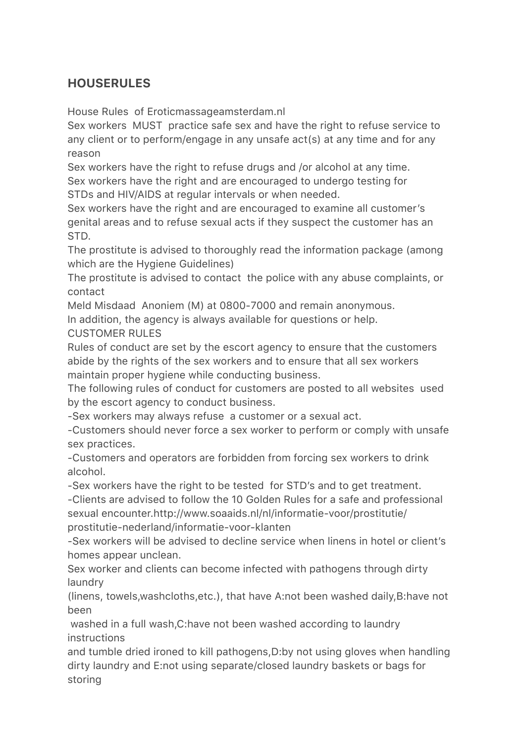## HOUSERULES

House Rules of Eroticmassageamsterdam.nl

Sex workers MUST practice safe sex and have the right to refuse service to any client or to perform/engage in any unsafe act(s) at any time and for any reason

Sex workers have the right to refuse drugs and /or alcohol at any time.

Sex workers have the right and are encouraged to undergo testing for STDs and HIV/AIDS at regular intervals or when needed.

Sex workers have the right and are encouraged to examine all customer's genital areas and to refuse sexual acts if they suspect the customer has an STD.

The prostitute is advised to thoroughly read the information package (among which are the Hygiene Guidelines)

The prostitute is advised to contact the police with any abuse complaints, or contact

Meld Misdaad Anoniem (M) at 0800-7000 and remain anonymous.

In addition, the agency is always available for questions or help.

CUSTOMER RULES

Rules of conduct are set by the escort agency to ensure that the customers abide by the rights of the sex workers and to ensure that all sex workers maintain proper hygiene while conducting business.

The following rules of conduct for customers are posted to all websites used by the escort agency to conduct business.

-Sex workers may always refuse a customer or a sexual act.

-Customers should never force a sex worker to perform or comply with unsafe sex practices.

-Customers and operators are forbidden from forcing sex workers to drink alcohol.

-Sex workers have the right to be tested for STD's and to get treatment.

-Clients are advised to follow the 10 Golden Rules for a safe and professional sexual encounter.http://www.soaaids.nl/nl/informatie-voor/prostitutie/prostitutie-nederland/informatie-voor-klanten

-Sex workers will be advised to decline service when linens in hotel or client's homes appear unclean.

Sex worker and clients can become infected with pathogens through dirty laundry

(linens, towels,washcloths,etc.), that have A:not been washed daily,B:have not been

washed in a full wash,C:have not been washed according to laundry instructions

and tumble dried ironed to kill pathogens,D:by not using gloves when handling dirty laundry and E:not using separate/closed laundry baskets or bags for storing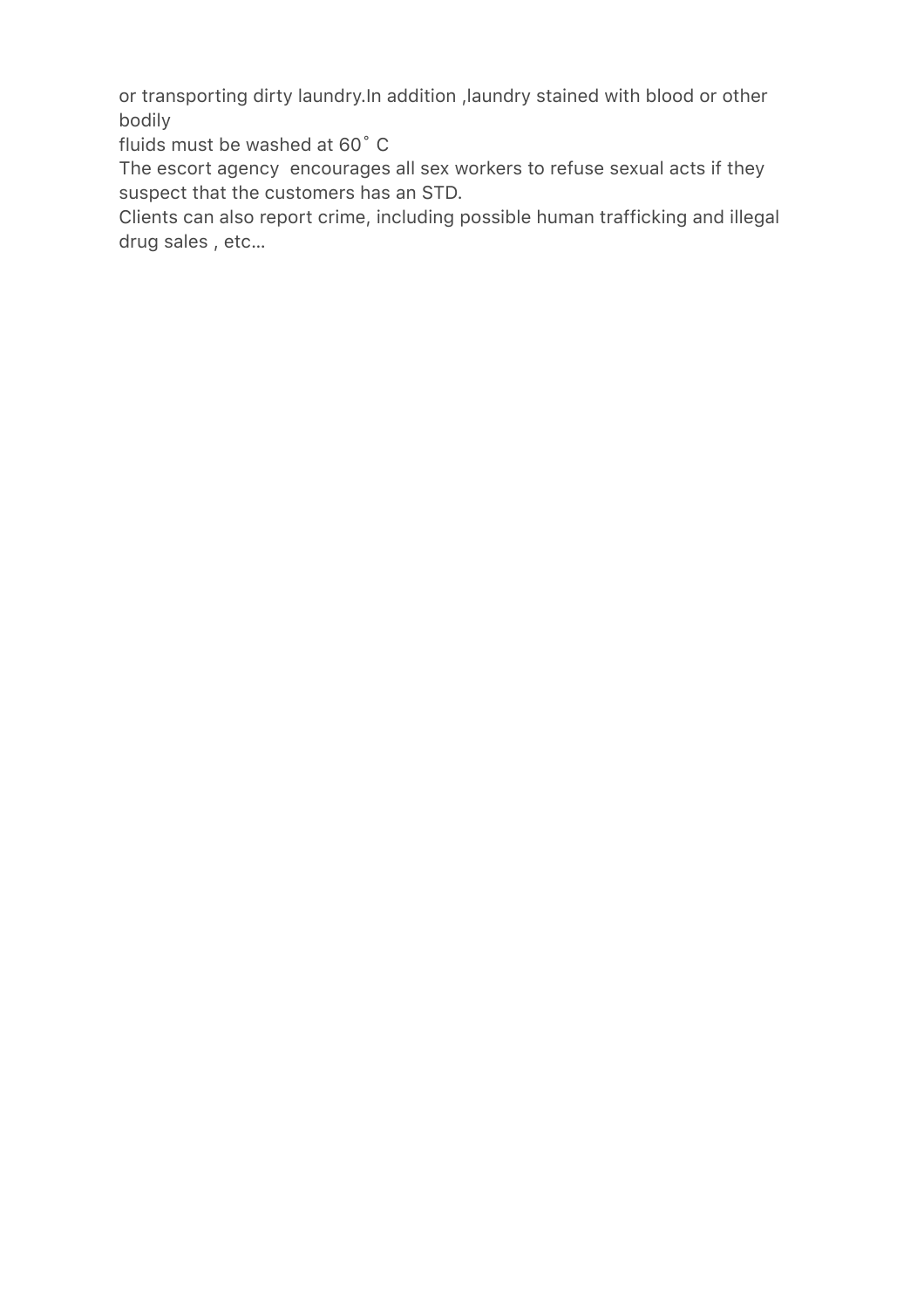or transporting dirty laundry.In addition ,laundry stained with blood or other bodily
fluids must be washed at 60˚ C
The escort agency  encourages all sex workers to refuse sexual acts if they suspect that the customers has an STD.
Clients can also report crime, including possible human trafficking and illegal drug sales , etc...